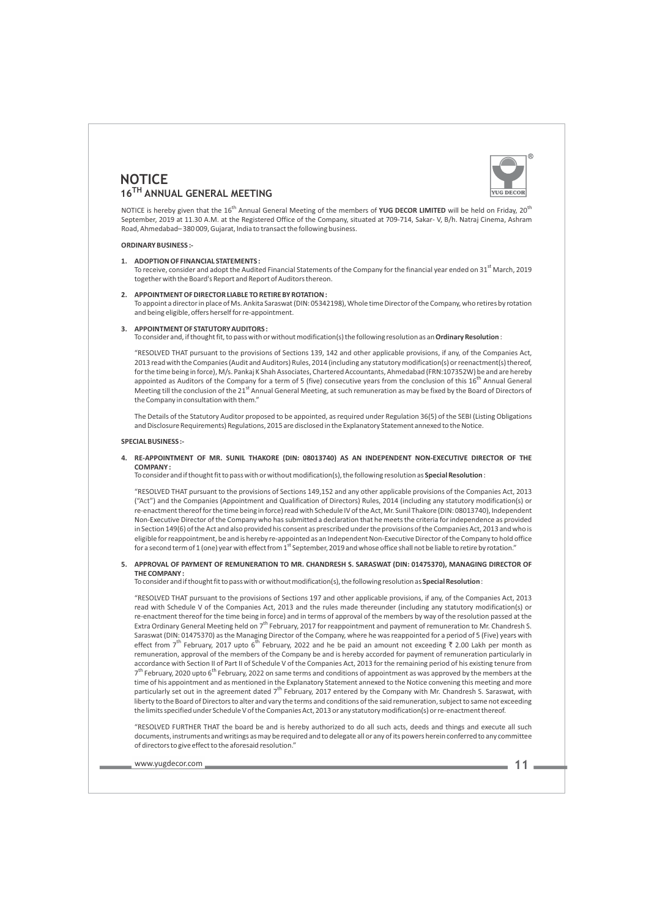# NOTICE

## 16TH ANNUAL GENERAL MEETING

NOTICE is hereby given that the 16th Annual General Meeting of the members of **YUG DECOR LIMITED** will be held on Friday, 20th September, 2019 at 11.30 A.M. at the Registered Office of the Company, situated at 709-714, Sakar- V, B/h. Natraj Cinema, Ashram Road, Ahmedabad– 380 009, Gujarat, India to transact the following business.

**ORDINARY BUSINESS :-**

1. **ADOPTION OF FINANCIAL STATEMENTS :**
   To receive, consider and adopt the Audited Financial Statements of the Company for the financial year ended on 31st March, 2019 together with the Board's Report and Report of Auditors thereon.

2. **APPOINTMENT OF DIRECTOR LIABLE TO RETIRE BY ROTATION :**
   To appoint a director in place of Ms. Ankita Saraswat (DIN: 05342198), Whole time Director of the Company, who retires by rotation and being eligible, offers herself for re-appointment.

3. **APPOINTMENT OF STATUTORY AUDITORS :**
   To consider and, if thought fit, to pass with or without modification(s) the following resolution as an **Ordinary Resolution** :

   "RESOLVED THAT pursuant to the provisions of Sections 139, 142 and other applicable provisions, if any, of the Companies Act, 2013 read with the Companies (Audit and Auditors) Rules, 2014 (including any statutory modification(s) or reenactment(s) thereof, for the time being in force), M/s. Pankaj K Shah Associates, Chartered Accountants, Ahmedabad (FRN:107352W) be and are hereby appointed as Auditors of the Company for a term of 5 (five) consecutive years from the conclusion of this 16th Annual General Meeting till the conclusion of the 21st Annual General Meeting, at such remuneration as may be fixed by the Board of Directors of the Company in consultation with them."

   The Details of the Statutory Auditor proposed to be appointed, as required under Regulation 36(5) of the SEBI (Listing Obligations and Disclosure Requirements) Regulations, 2015 are disclosed in the Explanatory Statement annexed to the Notice.

**SPECIAL BUSINESS :-**

4. **RE-APPOINTMENT OF MR. SUNIL THAKORE (DIN: 08013740) AS AN INDEPENDENT NON-EXECUTIVE DIRECTOR OF THE COMPANY :**
   To consider and if thought fit to pass with or without modification(s), the following resolution as **Special Resolution** :

   "RESOLVED THAT pursuant to the provisions of Sections 149,152 and any other applicable provisions of the Companies Act, 2013 ("Act") and the Companies (Appointment and Qualification of Directors) Rules, 2014 (including any statutory modification(s) or re-enactment thereof for the time being in force) read with Schedule IV of the Act, Mr. Sunil Thakore (DIN: 08013740), Independent Non-Executive Director of the Company who has submitted a declaration that he meets the criteria for independence as provided in Section 149(6) of the Act and also provided his consent as prescribed under the provisions of the Companies Act, 2013 and who is eligible for reappointment, be and is hereby re-appointed as an Independent Non-Executive Director of the Company to hold office for a second term of 1 (one) year with effect from 1st September, 2019 and whose office shall not be liable to retire by rotation."

5. **APPROVAL OF PAYMENT OF REMUNERATION TO MR. CHANDRESH S. SARASWAT (DIN: 01475370), MANAGING DIRECTOR OF THE COMPANY :**
   To consider and if thought fit to pass with or without modification(s), the following resolution as **Special Resolution** :

   "RESOLVED THAT pursuant to the provisions of Sections 197 and other applicable provisions, if any, of the Companies Act, 2013 read with Schedule V of the Companies Act, 2013 and the rules made thereunder (including any statutory modification(s) or re-enactment thereof for the time being in force) and in terms of approval of the members by way of the resolution passed at the Extra Ordinary General Meeting held on 7th February, 2017 for reappointment and payment of remuneration to Mr. Chandresh S. Saraswat (DIN: 01475370) as the Managing Director of the Company, where he was reappointed for a period of 5 (Five) years with effect from 7th February, 2017 upto 6th February, 2022 and he be paid an amount not exceeding ₹ 2.00 Lakh per month as remuneration, approval of the members of the Company be and is hereby accorded for payment of remuneration particularly in accordance with Section II of Part II of Schedule V of the Companies Act, 2013 for the remaining period of his existing tenure from 7th February, 2020 upto 6th February, 2022 on same terms and conditions of appointment as was approved by the members at the time of his appointment and as mentioned in the Explanatory Statement annexed to the Notice convening this meeting and more particularly set out in the agreement dated 7th February, 2017 entered by the Company with Mr. Chandresh S. Saraswat, with liberty to the Board of Directors to alter and vary the terms and conditions of the said remuneration, subject to same not exceeding the limits specified under Schedule V of the Companies Act, 2013 or any statutory modification(s) or re-enactment thereof.

   "RESOLVED FURTHER THAT the board be and is hereby authorized to do all such acts, deeds and things and execute all such documents, instruments and writings as may be required and to delegate all or any of its powers herein conferred to any committee of directors to give effect to the aforesaid resolution."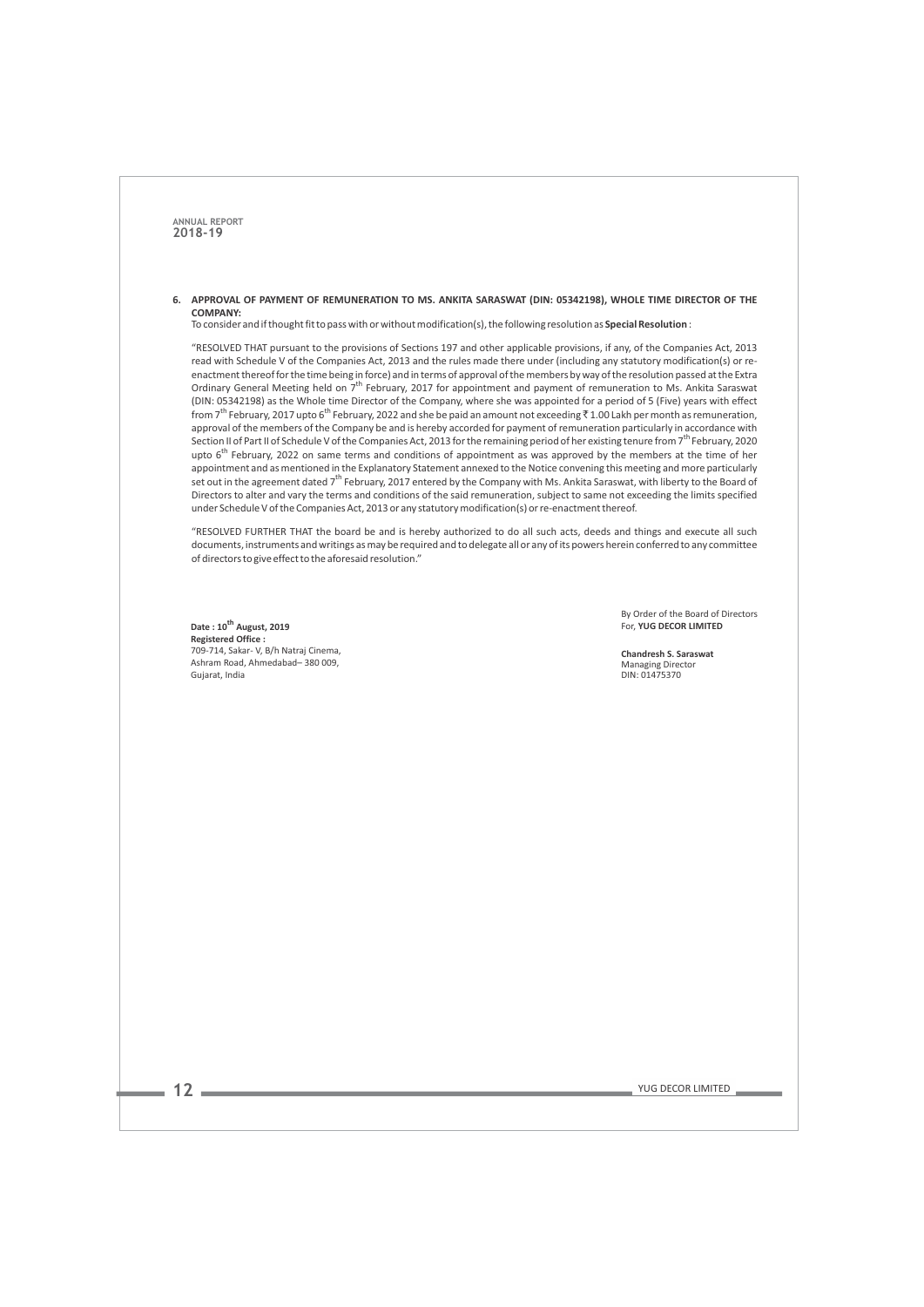**6. APPROVAL OF PAYMENT OF REMUNERATION TO MS. ANKITA SARASWAT (DIN: 05342198), WHOLE TIME DIRECTOR OF THE COMPANY:**

To consider and if thought fit to pass with or without modification(s), the following resolution as **Special Resolution** :

"RESOLVED THAT pursuant to the provisions of Sections 197 and other applicable provisions, if any, of the Companies Act, 2013 read with Schedule V of the Companies Act, 2013 and the rules made there under (including any statutory modification(s) or re-enactment thereof for the time being in force) and in terms of approval of the members by way of the resolution passed at the Extra Ordinary General Meeting held on 7th February, 2017 for appointment and payment of remuneration to Ms. Ankita Saraswat (DIN: 05342198) as the Whole time Director of the Company, where she was appointed for a period of 5 (Five) years with effect from 7th February, 2017 upto 6th February, 2022 and she be paid an amount not exceeding ₹ 1.00 Lakh per month as remuneration, approval of the members of the Company be and is hereby accorded for payment of remuneration particularly in accordance with Section II of Part II of Schedule V of the Companies Act, 2013 for the remaining period of her existing tenure from 7th February, 2020 upto 6th February, 2022 on same terms and conditions of appointment as was approved by the members at the time of her appointment and as mentioned in the Explanatory Statement annexed to the Notice convening this meeting and more particularly set out in the agreement dated 7th February, 2017 entered by the Company with Ms. Ankita Saraswat, with liberty to the Board of Directors to alter and vary the terms and conditions of the said remuneration, subject to same not exceeding the limits specified under Schedule V of the Companies Act, 2013 or any statutory modification(s) or re-enactment thereof.

"RESOLVED FURTHER THAT the board be and is hereby authorized to do all such acts, deeds and things and execute all such documents, instruments and writings as may be required and to delegate all or any of its powers herein conferred to any committee of directors to give effect to the aforesaid resolution."

By Order of the Board of Directors
For, **YUG DECOR LIMITED**

**Date : 10th August, 2019**
**Registered Office :**
709-714, Sakar- V, B/h Natraj Cinema,
Ashram Road, Ahmedabad– 380 009,
Gujarat, India

**Chandresh S. Saraswat**
Managing Director
DIN: 01475370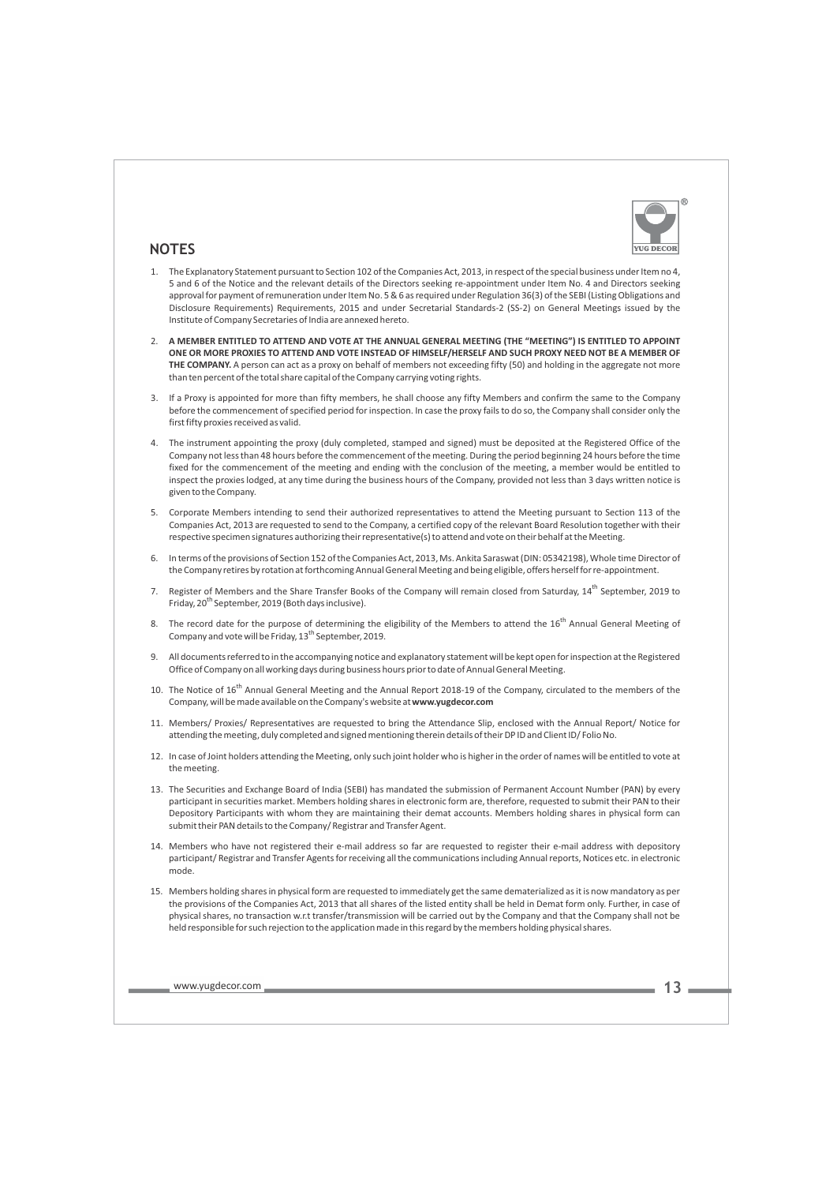## NOTES

1. The Explanatory Statement pursuant to Section 102 of the Companies Act, 2013, in respect of the special business under Item no 4, 5 and 6 of the Notice and the relevant details of the Directors seeking re-appointment under Item No. 4 and Directors seeking approval for payment of remuneration under Item No. 5 & 6 as required under Regulation 36(3) of the SEBI (Listing Obligations and Disclosure Requirements) Requirements, 2015 and under Secretarial Standards-2 (SS-2) on General Meetings issued by the Institute of Company Secretaries of India are annexed hereto.

2. **A MEMBER ENTITLED TO ATTEND AND VOTE AT THE ANNUAL GENERAL MEETING (THE "MEETING") IS ENTITLED TO APPOINT ONE OR MORE PROXIES TO ATTEND AND VOTE INSTEAD OF HIMSELF/HERSELF AND SUCH PROXY NEED NOT BE A MEMBER OF THE COMPANY.** A person can act as a proxy on behalf of members not exceeding fifty (50) and holding in the aggregate not more than ten percent of the total share capital of the Company carrying voting rights.

3. If a Proxy is appointed for more than fifty members, he shall choose any fifty Members and confirm the same to the Company before the commencement of specified period for inspection. In case the proxy fails to do so, the Company shall consider only the first fifty proxies received as valid.

4. The instrument appointing the proxy (duly completed, stamped and signed) must be deposited at the Registered Office of the Company not less than 48 hours before the commencement of the meeting. During the period beginning 24 hours before the time fixed for the commencement of the meeting and ending with the conclusion of the meeting, a member would be entitled to inspect the proxies lodged, at any time during the business hours of the Company, provided not less than 3 days written notice is given to the Company.

5. Corporate Members intending to send their authorized representatives to attend the Meeting pursuant to Section 113 of the Companies Act, 2013 are requested to send to the Company, a certified copy of the relevant Board Resolution together with their respective specimen signatures authorizing their representative(s) to attend and vote on their behalf at the Meeting.

6. In terms of the provisions of Section 152 of the Companies Act, 2013, Ms. Ankita Saraswat (DIN: 05342198), Whole time Director of the Company retires by rotation at forthcoming Annual General Meeting and being eligible, offers herself for re-appointment.

7. Register of Members and the Share Transfer Books of the Company will remain closed from Saturday, 14th September, 2019 to Friday, 20th September, 2019 (Both days inclusive).

8. The record date for the purpose of determining the eligibility of the Members to attend the 16th Annual General Meeting of Company and vote will be Friday, 13th September, 2019.

9. All documents referred to in the accompanying notice and explanatory statement will be kept open for inspection at the Registered Office of Company on all working days during business hours prior to date of Annual General Meeting.

10. The Notice of 16th Annual General Meeting and the Annual Report 2018-19 of the Company, circulated to the members of the Company, will be made available on the Company's website at **www.yugdecor.com**

11. Members/ Proxies/ Representatives are requested to bring the Attendance Slip, enclosed with the Annual Report/ Notice for attending the meeting, duly completed and signed mentioning therein details of their DP ID and Client ID/ Folio No.

12. In case of Joint holders attending the Meeting, only such joint holder who is higher in the order of names will be entitled to vote at the meeting.

13. The Securities and Exchange Board of India (SEBI) has mandated the submission of Permanent Account Number (PAN) by every participant in securities market. Members holding shares in electronic form are, therefore, requested to submit their PAN to their Depository Participants with whom they are maintaining their demat accounts. Members holding shares in physical form can submit their PAN details to the Company/ Registrar and Transfer Agent.

14. Members who have not registered their e-mail address so far are requested to register their e-mail address with depository participant/ Registrar and Transfer Agents for receiving all the communications including Annual reports, Notices etc. in electronic mode.

15. Members holding shares in physical form are requested to immediately get the same dematerialized as it is now mandatory as per the provisions of the Companies Act, 2013 that all shares of the listed entity shall be held in Demat form only. Further, in case of physical shares, no transaction w.r.t transfer/transmission will be carried out by the Company and that the Company shall not be held responsible for such rejection to the application made in this regard by the members holding physical shares.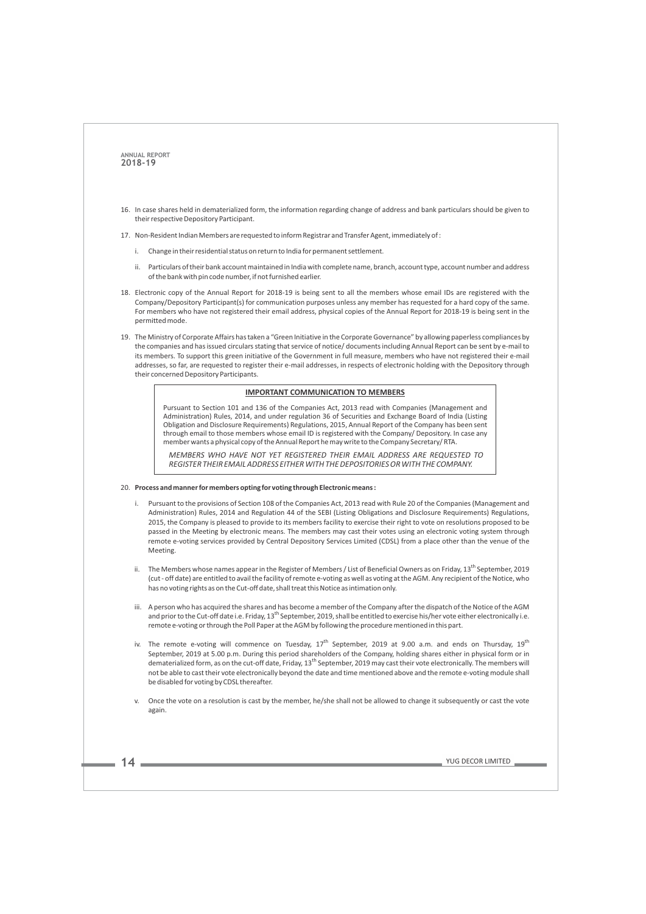16. In case shares held in dematerialized form, the information regarding change of address and bank particulars should be given to their respective Depository Participant.

17. Non-Resident Indian Members are requested to inform Registrar and Transfer Agent, immediately of :

    i. Change in their residential status on return to India for permanent settlement.

    ii. Particulars of their bank account maintained in India with complete name, branch, account type, account number and address of the bank with pin code number, if not furnished earlier.

18. Electronic copy of the Annual Report for 2018-19 is being sent to all the members whose email IDs are registered with the Company/Depository Participant(s) for communication purposes unless any member has requested for a hard copy of the same. For members who have not registered their email address, physical copies of the Annual Report for 2018-19 is being sent in the permitted mode.

19. The Ministry of Corporate Affairs has taken a "Green Initiative in the Corporate Governance" by allowing paperless compliances by the companies and has issued circulars stating that service of notice/ documents including Annual Report can be sent by e-mail to its members. To support this green initiative of the Government in full measure, members who have not registered their e-mail addresses, so far, are requested to register their e-mail addresses, in respects of electronic holding with the Depository through their concerned Depository Participants.

**IMPORTANT COMMUNICATION TO MEMBERS**

Pursuant to Section 101 and 136 of the Companies Act, 2013 read with Companies (Management and Administration) Rules, 2014, and under regulation 36 of Securities and Exchange Board of India (Listing Obligation and Disclosure Requirements) Regulations, 2015, Annual Report of the Company has been sent through email to those members whose email ID is registered with the Company/ Depository. In case any member wants a physical copy of the Annual Report he may write to the Company Secretary/ RTA.

*MEMBERS WHO HAVE NOT YET REGISTERED THEIR EMAIL ADDRESS ARE REQUESTED TO REGISTER THEIR EMAIL ADDRESS EITHER WITH THE DEPOSITORIES OR WITH THE COMPANY.*

20. **Process and manner for members opting for voting through Electronic means :**

    i. Pursuant to the provisions of Section 108 of the Companies Act, 2013 read with Rule 20 of the Companies (Management and Administration) Rules, 2014 and Regulation 44 of the SEBI (Listing Obligations and Disclosure Requirements) Regulations, 2015, the Company is pleased to provide to its members facility to exercise their right to vote on resolutions proposed to be passed in the Meeting by electronic means. The members may cast their votes using an electronic voting system through remote e-voting services provided by Central Depository Services Limited (CDSL) from a place other than the venue of the Meeting.

    ii. The Members whose names appear in the Register of Members / List of Beneficial Owners as on Friday, 13th September, 2019 (cut - off date) are entitled to avail the facility of remote e-voting as well as voting at the AGM. Any recipient of the Notice, who has no voting rights as on the Cut-off date, shall treat this Notice as intimation only.

    iii. A person who has acquired the shares and has become a member of the Company after the dispatch of the Notice of the AGM and prior to the Cut-off date i.e. Friday, 13th September, 2019, shall be entitled to exercise his/her vote either electronically i.e. remote e-voting or through the Poll Paper at the AGM by following the procedure mentioned in this part.

    iv. The remote e-voting will commence on Tuesday, 17th September, 2019 at 9.00 a.m. and ends on Thursday, 19th September, 2019 at 5.00 p.m. During this period shareholders of the Company, holding shares either in physical form or in dematerialized form, as on the cut-off date, Friday, 13th September, 2019 may cast their vote electronically. The members will not be able to cast their vote electronically beyond the date and time mentioned above and the remote e-voting module shall be disabled for voting by CDSL thereafter.

    v. Once the vote on a resolution is cast by the member, he/she shall not be allowed to change it subsequently or cast the vote again.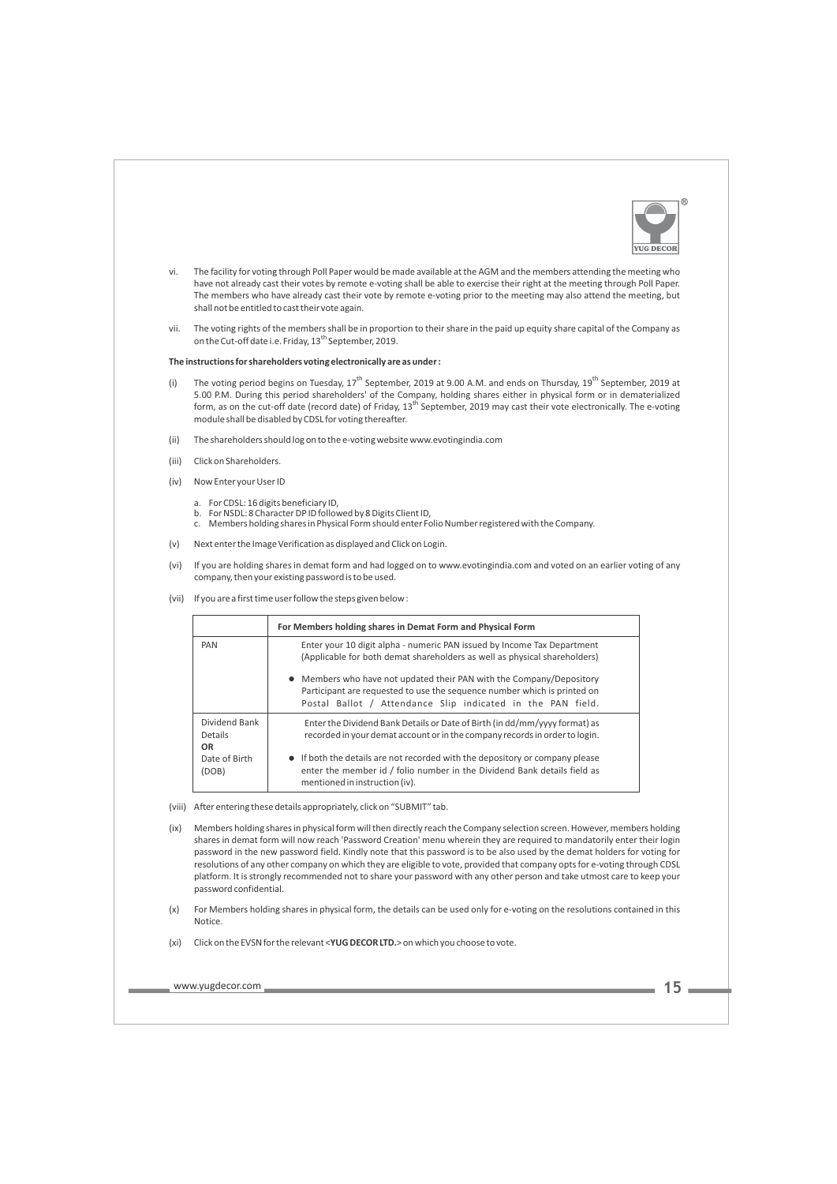vi. The facility for voting through Poll Paper would be made available at the AGM and the members attending the meeting who have not already cast their votes by remote e-voting shall be able to exercise their right at the meeting through Poll Paper. The members who have already cast their vote by remote e-voting prior to the meeting may also attend the meeting, but shall not be entitled to cast their vote again.

vii. The voting rights of the members shall be in proportion to their share in the paid up equity share capital of the Company as on the Cut-off date i.e. Friday, 13th September, 2019.

**The instructions for shareholders voting electronically are as under :**

(i) The voting period begins on Tuesday, 17th September, 2019 at 9.00 A.M. and ends on Thursday, 19th September, 2019 at 5.00 P.M. During this period shareholders' of the Company, holding shares either in physical form or in dematerialized form, as on the cut-off date (record date) of Friday, 13th September, 2019 may cast their vote electronically. The e-voting module shall be disabled by CDSL for voting thereafter.

(ii) The shareholders should log on to the e-voting website www.evotingindia.com

(iii) Click on Shareholders.

(iv) Now Enter your User ID

a. For CDSL: 16 digits beneficiary ID,
b. For NSDL: 8 Character DP ID followed by 8 Digits Client ID,
c. Members holding shares in Physical Form should enter Folio Number registered with the Company.

(v) Next enter the Image Verification as displayed and Click on Login.

(vi) If you are holding shares in demat form and had logged on to www.evotingindia.com and voted on an earlier voting of any company, then your existing password is to be used.

(vii) If you are a first time user follow the steps given below :

| | For Members holding shares in Demat Form and Physical Form |
|---|---|
| PAN | Enter your 10 digit alpha - numeric PAN issued by Income Tax Department (Applicable for both demat shareholders as well as physical shareholders)<br>● Members who have not updated their PAN with the Company/Depository Participant are requested to use the sequence number which is printed on Postal Ballot / Attendance Slip indicated in the PAN field. |
| Dividend Bank Details **OR** Date of Birth (DOB) | Enter the Dividend Bank Details or Date of Birth (in dd/mm/yyyy format) as recorded in your demat account or in the company records in order to login.<br>● If both the details are not recorded with the depository or company please enter the member id / folio number in the Dividend Bank details field as mentioned in instruction (iv). |

(viii) After entering these details appropriately, click on "SUBMIT" tab.

(ix) Members holding shares in physical form will then directly reach the Company selection screen. However, members holding shares in demat form will now reach 'Password Creation' menu wherein they are required to mandatorily enter their login password in the new password field. Kindly note that this password is to be also used by the demat holders for voting for resolutions of any other company on which they are eligible to vote, provided that company opts for e-voting through CDSL platform. It is strongly recommended not to share your password with any other person and take utmost care to keep your password confidential.

(x) For Members holding shares in physical form, the details can be used only for e-voting on the resolutions contained in this Notice.

(xi) Click on the EVSN for the relevant <**YUG DECOR LTD.**> on which you choose to vote.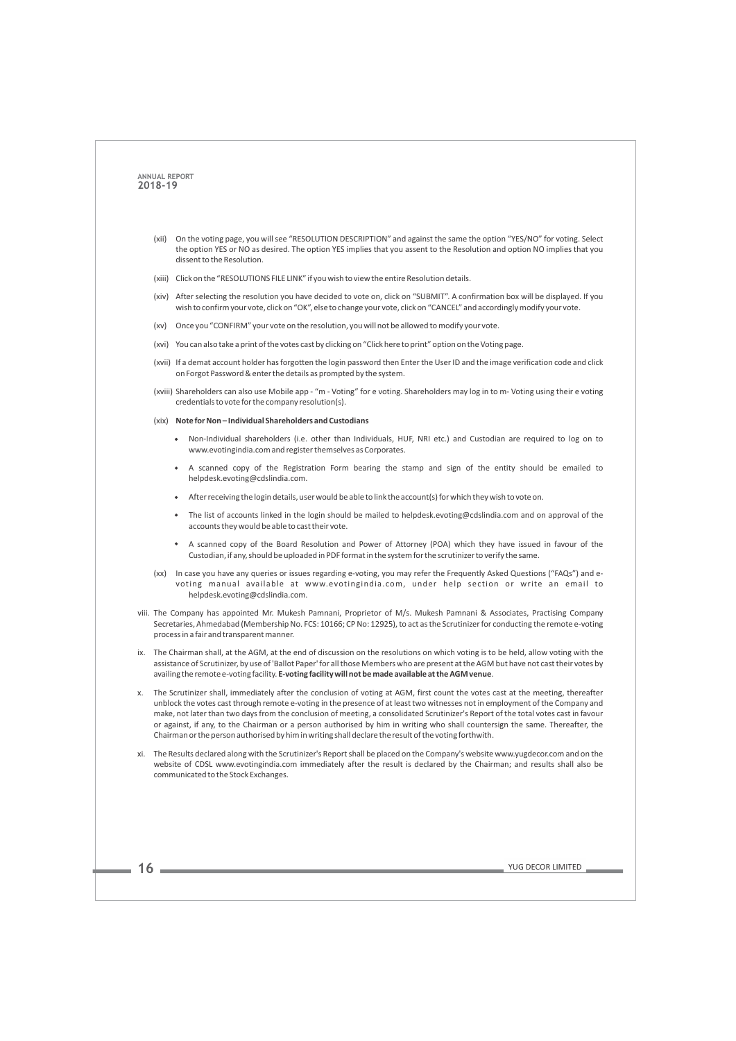(xii) On the voting page, you will see "RESOLUTION DESCRIPTION" and against the same the option "YES/NO" for voting. Select the option YES or NO as desired. The option YES implies that you assent to the Resolution and option NO implies that you dissent to the Resolution.

(xiii) Click on the "RESOLUTIONS FILE LINK" if you wish to view the entire Resolution details.

(xiv) After selecting the resolution you have decided to vote on, click on "SUBMIT". A confirmation box will be displayed. If you wish to confirm your vote, click on "OK", else to change your vote, click on "CANCEL" and accordingly modify your vote.

(xv) Once you "CONFIRM" your vote on the resolution, you will not be allowed to modify your vote.

(xvi) You can also take a print of the votes cast by clicking on "Click here to print" option on the Voting page.

(xvii) If a demat account holder has forgotten the login password then Enter the User ID and the image verification code and click on Forgot Password & enter the details as prompted by the system.

(xviii) Shareholders can also use Mobile app - "m - Voting" for e voting. Shareholders may log in to m- Voting using their e voting credentials to vote for the company resolution(s).

(xix) **Note for Non – Individual Shareholders and Custodians**

- Non-Individual shareholders (i.e. other than Individuals, HUF, NRI etc.) and Custodian are required to log on to www.evotingindia.com and register themselves as Corporates.
- A scanned copy of the Registration Form bearing the stamp and sign of the entity should be emailed to helpdesk.evoting@cdslindia.com.
- After receiving the login details, user would be able to link the account(s) for which they wish to vote on.
- The list of accounts linked in the login should be mailed to helpdesk.evoting@cdslindia.com and on approval of the accounts they would be able to cast their vote.
- A scanned copy of the Board Resolution and Power of Attorney (POA) which they have issued in favour of the Custodian, if any, should be uploaded in PDF format in the system for the scrutinizer to verify the same.

(xx) In case you have any queries or issues regarding e-voting, you may refer the Frequently Asked Questions ("FAQs") and e-voting manual available at www.evotingindia.com, under help section or write an email to helpdesk.evoting@cdslindia.com.

viii. The Company has appointed Mr. Mukesh Pamnani, Proprietor of M/s. Mukesh Pamnani & Associates, Practising Company Secretaries, Ahmedabad (Membership No. FCS: 10166; CP No: 12925), to act as the Scrutinizer for conducting the remote e-voting process in a fair and transparent manner.

ix. The Chairman shall, at the AGM, at the end of discussion on the resolutions on which voting is to be held, allow voting with the assistance of Scrutinizer, by use of 'Ballot Paper' for all those Members who are present at the AGM but have not cast their votes by availing the remote e-voting facility. **E-voting facility will not be made available at the AGM venue**.

x. The Scrutinizer shall, immediately after the conclusion of voting at AGM, first count the votes cast at the meeting, thereafter unblock the votes cast through remote e-voting in the presence of at least two witnesses not in employment of the Company and make, not later than two days from the conclusion of meeting, a consolidated Scrutinizer's Report of the total votes cast in favour or against, if any, to the Chairman or a person authorised by him in writing who shall countersign the same. Thereafter, the Chairman or the person authorised by him in writing shall declare the result of the voting forthwith.

xi. The Results declared along with the Scrutinizer's Report shall be placed on the Company's website www.yugdecor.com and on the website of CDSL www.evotingindia.com immediately after the result is declared by the Chairman; and results shall also be communicated to the Stock Exchanges.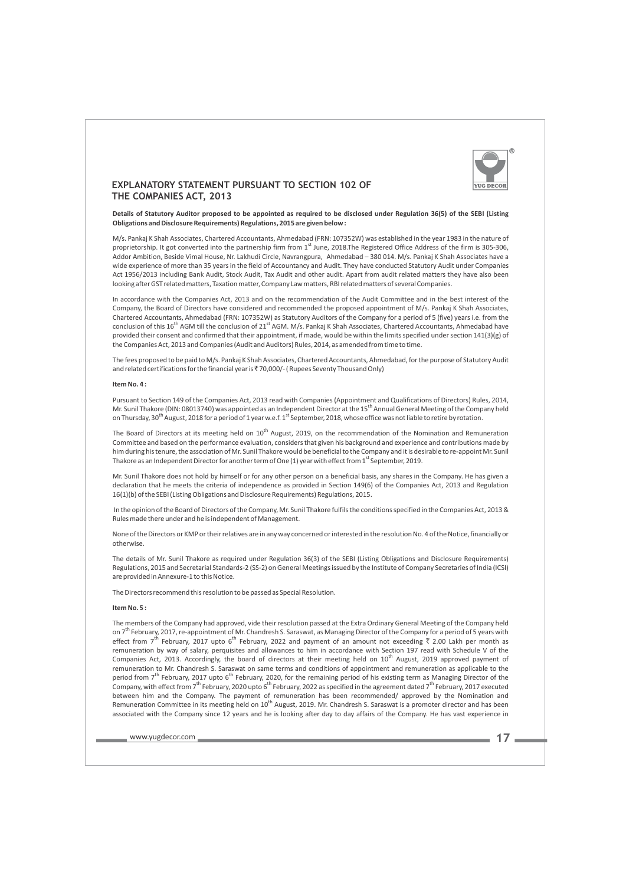## EXPLANATORY STATEMENT PURSUANT TO SECTION 102 OF THE COMPANIES ACT, 2013

**Details of Statutory Auditor proposed to be appointed as required to be disclosed under Regulation 36(5) of the SEBI (Listing Obligations and Disclosure Requirements) Regulations, 2015 are given below :**

M/s. Pankaj K Shah Associates, Chartered Accountants, Ahmedabad (FRN: 107352W) was established in the year 1983 in the nature of proprietorship. It got converted into the partnership firm from 1st June, 2018.The Registered Office Address of the firm is 305-306, Addor Ambition, Beside Vimal House, Nr. Lakhudi Circle, Navrangpura, Ahmedabad – 380 014. M/s. Pankaj K Shah Associates have a wide experience of more than 35 years in the field of Accountancy and Audit. They have conducted Statutory Audit under Companies Act 1956/2013 including Bank Audit, Stock Audit, Tax Audit and other audit. Apart from audit related matters they have also been looking after GST related matters, Taxation matter, Company Law matters, RBI related matters of several Companies.

In accordance with the Companies Act, 2013 and on the recommendation of the Audit Committee and in the best interest of the Company, the Board of Directors have considered and recommended the proposed appointment of M/s. Pankaj K Shah Associates, Chartered Accountants, Ahmedabad (FRN: 107352W) as Statutory Auditors of the Company for a period of 5 (five) years i.e. from the conclusion of this 16th AGM till the conclusion of 21st AGM. M/s. Pankaj K Shah Associates, Chartered Accountants, Ahmedabad have provided their consent and confirmed that their appointment, if made, would be within the limits specified under section 141(3)(g) of the Companies Act, 2013 and Companies (Audit and Auditors) Rules, 2014, as amended from time to time.

The fees proposed to be paid to M/s. Pankaj K Shah Associates, Chartered Accountants, Ahmedabad, for the purpose of Statutory Audit and related certifications for the financial year is ₹ 70,000/- ( Rupees Seventy Thousand Only)

**Item No. 4 :**

Pursuant to Section 149 of the Companies Act, 2013 read with Companies (Appointment and Qualifications of Directors) Rules, 2014, Mr. Sunil Thakore (DIN: 08013740) was appointed as an Independent Director at the 15th Annual General Meeting of the Company held on Thursday, 30th August, 2018 for a period of 1 year w.e.f. 1st September, 2018, whose office was not liable to retire by rotation.

The Board of Directors at its meeting held on 10th August, 2019, on the recommendation of the Nomination and Remuneration Committee and based on the performance evaluation, considers that given his background and experience and contributions made by him during his tenure, the association of Mr. Sunil Thakore would be beneficial to the Company and it is desirable to re-appoint Mr. Sunil Thakore as an Independent Director for another term of One (1) year with effect from 1st September, 2019.

Mr. Sunil Thakore does not hold by himself or for any other person on a beneficial basis, any shares in the Company. He has given a declaration that he meets the criteria of independence as provided in Section 149(6) of the Companies Act, 2013 and Regulation 16(1)(b) of the SEBI (Listing Obligations and Disclosure Requirements) Regulations, 2015.

In the opinion of the Board of Directors of the Company, Mr. Sunil Thakore fulfils the conditions specified in the Companies Act, 2013 & Rules made there under and he is independent of Management.

None of the Directors or KMP or their relatives are in any way concerned or interested in the resolution No. 4 of the Notice, financially or otherwise.

The details of Mr. Sunil Thakore as required under Regulation 36(3) of the SEBI (Listing Obligations and Disclosure Requirements) Regulations, 2015 and Secretarial Standards-2 (SS-2) on General Meetings issued by the Institute of Company Secretaries of India (ICSI) are provided in Annexure-1 to this Notice.

The Directors recommend this resolution to be passed as Special Resolution.

**Item No. 5 :**

The members of the Company had approved, vide their resolution passed at the Extra Ordinary General Meeting of the Company held on 7th February, 2017, re-appointment of Mr. Chandresh S. Saraswat, as Managing Director of the Company for a period of 5 years with effect from 7th February, 2017 upto 6th February, 2022 and payment of an amount not exceeding ₹ 2.00 Lakh per month as remuneration by way of salary, perquisites and allowances to him in accordance with Section 197 read with Schedule V of the Companies Act, 2013. Accordingly, the board of directors at their meeting held on 10th August, 2019 approved payment of remuneration to Mr. Chandresh S. Saraswat on same terms and conditions of appointment and remuneration as applicable to the period from 7th February, 2017 upto 6th February, 2020, for the remaining period of his existing term as Managing Director of the Company, with effect from 7th February, 2020 upto 6th February, 2022 as specified in the agreement dated 7th February, 2017 executed between him and the Company. The payment of remuneration has been recommended/ approved by the Nomination and Remuneration Committee in its meeting held on 10th August, 2019. Mr. Chandresh S. Saraswat is a promoter director and has been associated with the Company since 12 years and he is looking after day to day affairs of the Company. He has vast experience in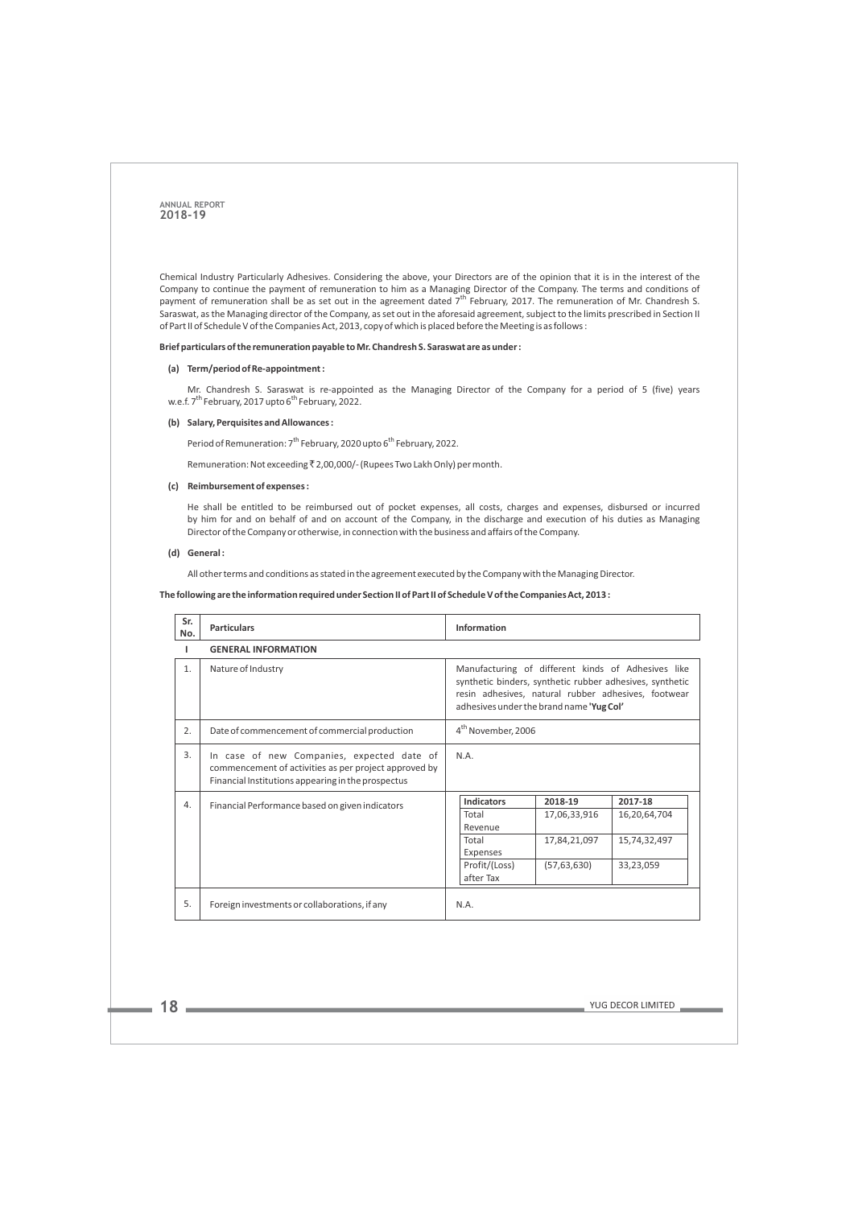Chemical Industry Particularly Adhesives. Considering the above, your Directors are of the opinion that it is in the interest of the Company to continue the payment of remuneration to him as a Managing Director of the Company. The terms and conditions of payment of remuneration shall be as set out in the agreement dated 7th February, 2017. The remuneration of Mr. Chandresh S. Saraswat, as the Managing director of the Company, as set out in the aforesaid agreement, subject to the limits prescribed in Section II of Part II of Schedule V of the Companies Act, 2013, copy of which is placed before the Meeting is as follows :

**Brief particulars of the remuneration payable to Mr. Chandresh S. Saraswat are as under :**

**(a) Term/period of Re-appointment :**

Mr. Chandresh S. Saraswat is re-appointed as the Managing Director of the Company for a period of 5 (five) years w.e.f. 7th February, 2017 upto 6th February, 2022.

**(b) Salary, Perquisites and Allowances :**

Period of Remuneration: 7th February, 2020 upto 6th February, 2022.

Remuneration: Not exceeding ₹ 2,00,000/- (Rupees Two Lakh Only) per month.

**(c) Reimbursement of expenses :**

He shall be entitled to be reimbursed out of pocket expenses, all costs, charges and expenses, disbursed or incurred by him for and on behalf of and on account of the Company, in the discharge and execution of his duties as Managing Director of the Company or otherwise, in connection with the business and affairs of the Company.

**(d) General :**

All other terms and conditions as stated in the agreement executed by the Company with the Managing Director.

**The following are the information required under Section II of Part II of Schedule V of the Companies Act, 2013 :**

| Sr. No. | Particulars | Information |
|---|---|---|
| **I** | **GENERAL INFORMATION** | |
| 1. | Nature of Industry | Manufacturing of different kinds of Adhesives like synthetic binders, synthetic rubber adhesives, synthetic resin adhesives, natural rubber adhesives, footwear adhesives under the brand name **'Yug Col'** |
| 2. | Date of commencement of commercial production | 4th November, 2006 |
| 3. | In case of new Companies, expected date of commencement of activities as per project approved by Financial Institutions appearing in the prospectus | N.A. |
| 4. | Financial Performance based on given indicators | **Indicators** / **2018-19** / **2017-18**<br>Total Revenue / 17,06,33,916 / 16,20,64,704<br>Total Expenses / 17,84,21,097 / 15,74,32,497<br>Profit/(Loss) after Tax / (57,63,630) / 33,23,059 |
| 5. | Foreign investments or collaborations, if any | N.A. |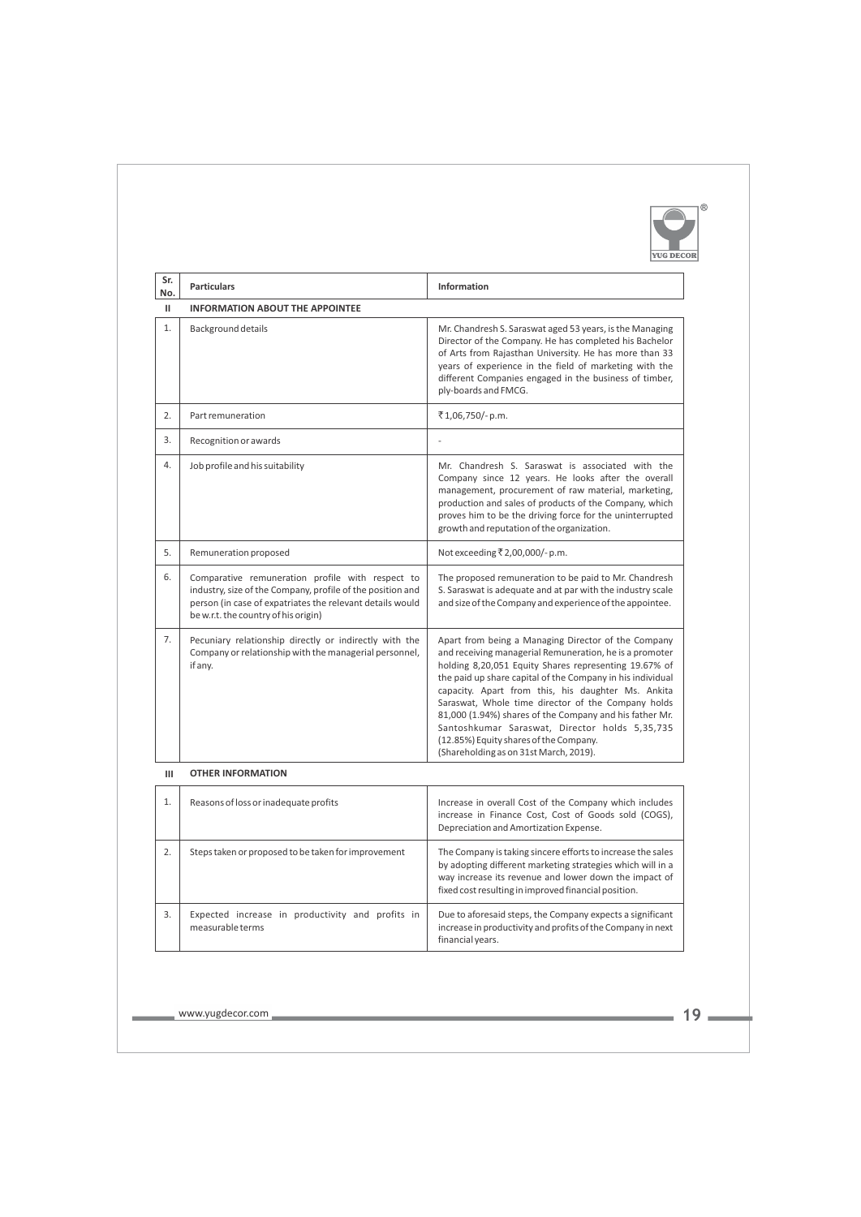| Sr. No. | Particulars | Information |
|---|---|---|
| **II** | **INFORMATION ABOUT THE APPOINTEE** | |
| 1. | Background details | Mr. Chandresh S. Saraswat aged 53 years, is the Managing Director of the Company. He has completed his Bachelor of Arts from Rajasthan University. He has more than 33 years of experience in the field of marketing with the different Companies engaged in the business of timber, ply-boards and FMCG. |
| 2. | Part remuneration | ₹1,06,750/- p.m. |
| 3. | Recognition or awards | - |
| 4. | Job profile and his suitability | Mr. Chandresh S. Saraswat is associated with the Company since 12 years. He looks after the overall management, procurement of raw material, marketing, production and sales of products of the Company, which proves him to be the driving force for the uninterrupted growth and reputation of the organization. |
| 5. | Remuneration proposed | Not exceeding ₹2,00,000/- p.m. |
| 6. | Comparative remuneration profile with respect to industry, size of the Company, profile of the position and person (in case of expatriates the relevant details would be w.r.t. the country of his origin) | The proposed remuneration to be paid to Mr. Chandresh S. Saraswat is adequate and at par with the industry scale and size of the Company and experience of the appointee. |
| 7. | Pecuniary relationship directly or indirectly with the Company or relationship with the managerial personnel, if any. | Apart from being a Managing Director of the Company and receiving managerial Remuneration, he is a promoter holding 8,20,051 Equity Shares representing 19.67% of the paid up share capital of the Company in his individual capacity. Apart from this, his daughter Ms. Ankita Saraswat, Whole time director of the Company holds 81,000 (1.94%) shares of the Company and his father Mr. Santoshkumar Saraswat, Director holds 5,35,735 (12.85%) Equity shares of the Company. (Shareholding as on 31st March, 2019). |
| **III** | **OTHER INFORMATION** | |
| 1. | Reasons of loss or inadequate profits | Increase in overall Cost of the Company which includes increase in Finance Cost, Cost of Goods sold (COGS), Depreciation and Amortization Expense. |
| 2. | Steps taken or proposed to be taken for improvement | The Company is taking sincere efforts to increase the sales by adopting different marketing strategies which will in a way increase its revenue and lower down the impact of fixed cost resulting in improved financial position. |
| 3. | Expected increase in productivity and profits in measurable terms | Due to aforesaid steps, the Company expects a significant increase in productivity and profits of the Company in next financial years. |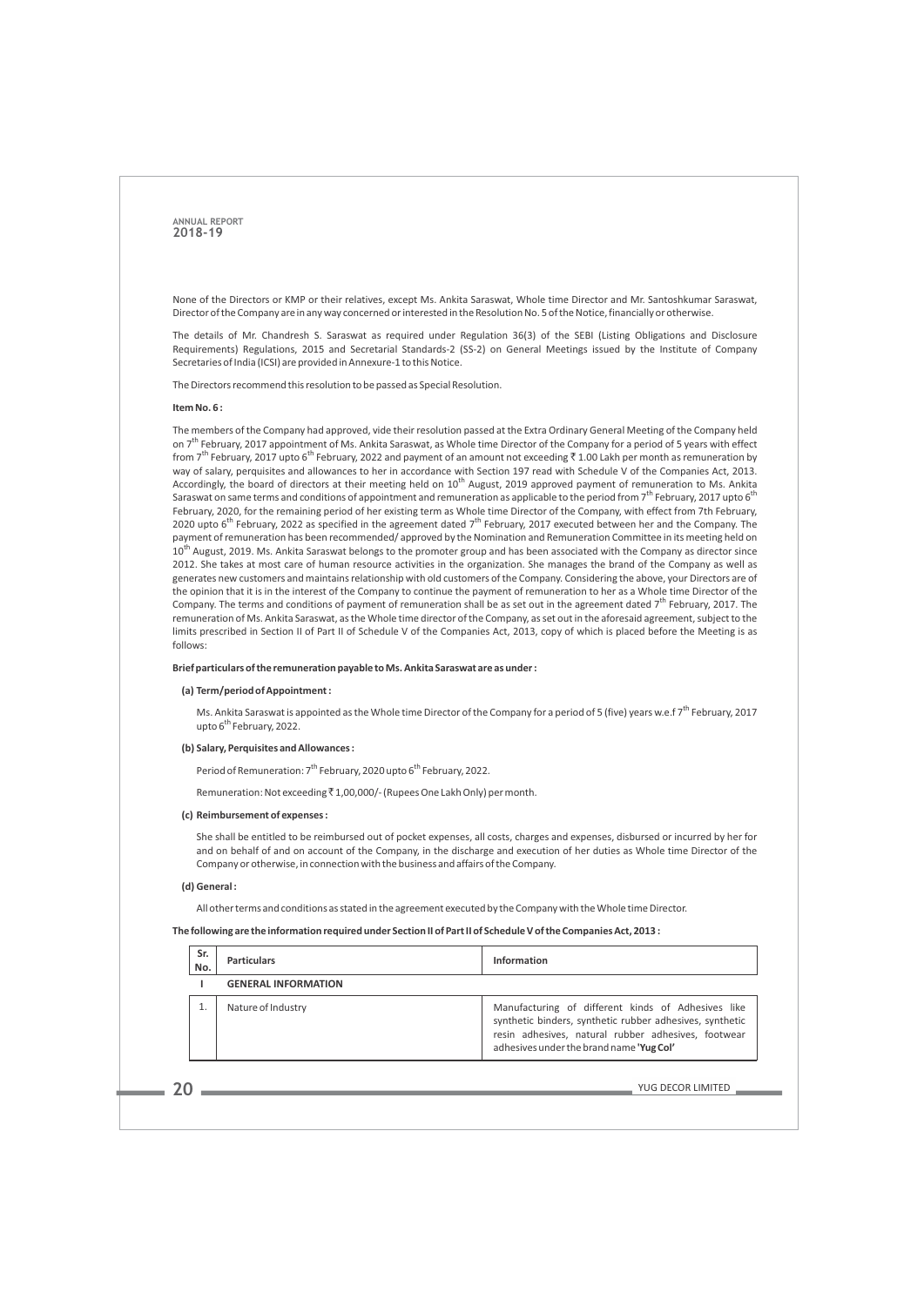None of the Directors or KMP or their relatives, except Ms. Ankita Saraswat, Whole time Director and Mr. Santoshkumar Saraswat, Director of the Company are in any way concerned or interested in the Resolution No. 5 of the Notice, financially or otherwise.

The details of Mr. Chandresh S. Saraswat as required under Regulation 36(3) of the SEBI (Listing Obligations and Disclosure Requirements) Regulations, 2015 and Secretarial Standards-2 (SS-2) on General Meetings issued by the Institute of Company Secretaries of India (ICSI) are provided in Annexure-1 to this Notice.

The Directors recommend this resolution to be passed as Special Resolution.

**Item No. 6 :**

The members of the Company had approved, vide their resolution passed at the Extra Ordinary General Meeting of the Company held on 7th February, 2017 appointment of Ms. Ankita Saraswat, as Whole time Director of the Company for a period of 5 years with effect from 7th February, 2017 upto 6th February, 2022 and payment of an amount not exceeding ₹ 1.00 Lakh per month as remuneration by way of salary, perquisites and allowances to her in accordance with Section 197 read with Schedule V of the Companies Act, 2013. Accordingly, the board of directors at their meeting held on 10th August, 2019 approved payment of remuneration to Ms. Ankita Saraswat on same terms and conditions of appointment and remuneration as applicable to the period from 7th February, 2017 upto 6th February, 2020, for the remaining period of her existing term as Whole time Director of the Company, with effect from 7th February, 2020 upto 6th February, 2022 as specified in the agreement dated 7th February, 2017 executed between her and the Company. The payment of remuneration has been recommended/ approved by the Nomination and Remuneration Committee in its meeting held on 10th August, 2019. Ms. Ankita Saraswat belongs to the promoter group and has been associated with the Company as director since 2012. She takes at most care of human resource activities in the organization. She manages the brand of the Company as well as generates new customers and maintains relationship with old customers of the Company. Considering the above, your Directors are of the opinion that it is in the interest of the Company to continue the payment of remuneration to her as a Whole time Director of the Company. The terms and conditions of payment of remuneration shall be as set out in the agreement dated 7th February, 2017. The remuneration of Ms. Ankita Saraswat, as the Whole time director of the Company, as set out in the aforesaid agreement, subject to the limits prescribed in Section II of Part II of Schedule V of the Companies Act, 2013, copy of which is placed before the Meeting is as follows:

**Brief particulars of the remuneration payable to Ms. Ankita Saraswat are as under :**

**(a) Term/period of Appointment :**

Ms. Ankita Saraswat is appointed as the Whole time Director of the Company for a period of 5 (five) years w.e.f 7th February, 2017 upto 6th February, 2022.

**(b) Salary, Perquisites and Allowances :**

Period of Remuneration: 7th February, 2020 upto 6th February, 2022.

Remuneration: Not exceeding ₹ 1,00,000/- (Rupees One Lakh Only) per month.

**(c) Reimbursement of expenses :**

She shall be entitled to be reimbursed out of pocket expenses, all costs, charges and expenses, disbursed or incurred by her for and on behalf of and on account of the Company, in the discharge and execution of her duties as Whole time Director of the Company or otherwise, in connection with the business and affairs of the Company.

**(d) General :**

All other terms and conditions as stated in the agreement executed by the Company with the Whole time Director.

**The following are the information required under Section II of Part II of Schedule V of the Companies Act, 2013 :**

| Sr. No. | Particulars | Information |
|---|---|---|
| **I** | **GENERAL INFORMATION** | |
| 1. | Nature of Industry | Manufacturing of different kinds of Adhesives like synthetic binders, synthetic rubber adhesives, synthetic resin adhesives, natural rubber adhesives, footwear adhesives under the brand name **'Yug Col'** |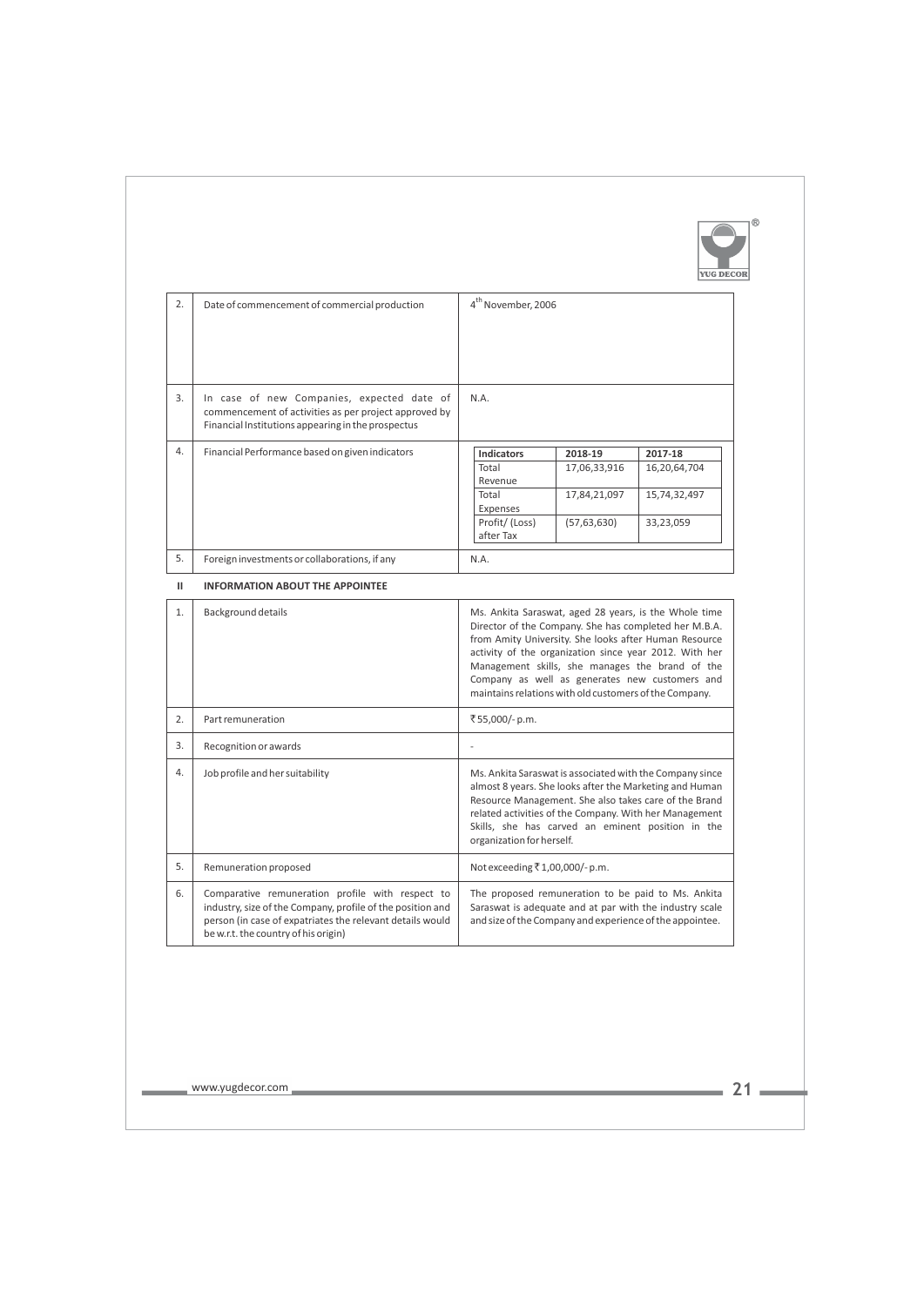| 2. | Date of commencement of commercial production | 4th November, 2006 |
|---|---|---|
| 3. | In case of new Companies, expected date of commencement of activities as per project approved by Financial Institutions appearing in the prospectus | N.A. |
| 4. | Financial Performance based on given indicators | |
| 5. | Foreign investments or collaborations, if any | N.A. |

| Indicators | 2018-19 | 2017-18 |
|---|---|---|
| Total Revenue | 17,06,33,916 | 16,20,64,704 |
| Total Expenses | 17,84,21,097 | 15,74,32,497 |
| Profit/ (Loss) after Tax | (57,63,630) | 33,23,059 |

**II INFORMATION ABOUT THE APPOINTEE**

| 1. | Background details | Ms. Ankita Saraswat, aged 28 years, is the Whole time Director of the Company. She has completed her M.B.A. from Amity University. She looks after Human Resource activity of the organization since year 2012. With her Management skills, she manages the brand of the Company as well as generates new customers and maintains relations with old customers of the Company. |
|---|---|---|
| 2. | Part remuneration | ₹55,000/- p.m. |
| 3. | Recognition or awards | - |
| 4. | Job profile and her suitability | Ms. Ankita Saraswat is associated with the Company since almost 8 years. She looks after the Marketing and Human Resource Management. She also takes care of the Brand related activities of the Company. With her Management Skills, she has carved an eminent position in the organization for herself. |
| 5. | Remuneration proposed | Not exceeding ₹1,00,000/- p.m. |
| 6. | Comparative remuneration profile with respect to industry, size of the Company, profile of the position and person (in case of expatriates the relevant details would be w.r.t. the country of his origin) | The proposed remuneration to be paid to Ms. Ankita Saraswat is adequate and at par with the industry scale and size of the Company and experience of the appointee. |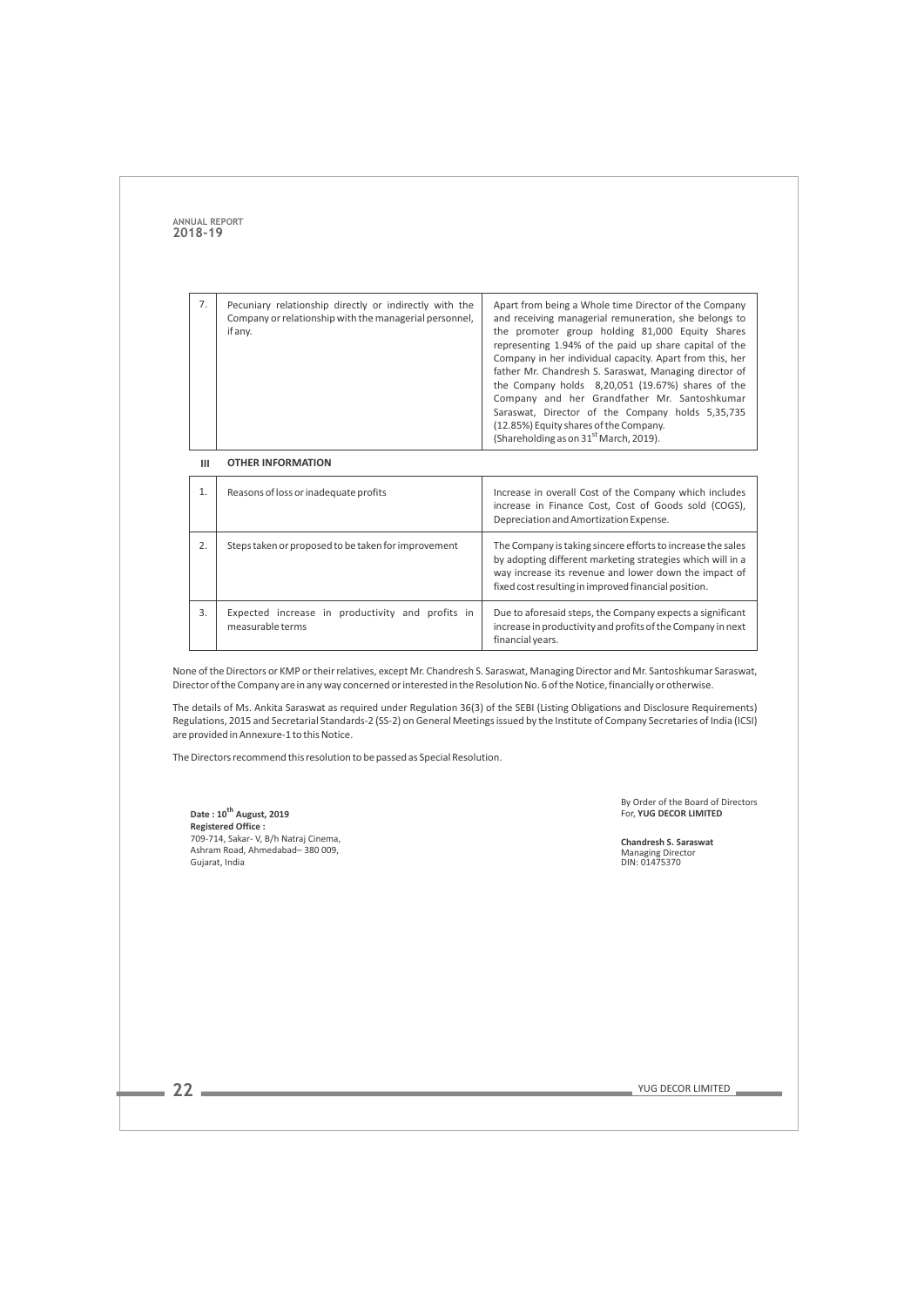| 7. | Pecuniary relationship directly or indirectly with the Company or relationship with the managerial personnel, if any. | Apart from being a Whole time Director of the Company and receiving managerial remuneration, she belongs to the promoter group holding 81,000 Equity Shares representing 1.94% of the paid up share capital of the Company in her individual capacity. Apart from this, her father Mr. Chandresh S. Saraswat, Managing director of the Company holds 8,20,051 (19.67%) shares of the Company and her Grandfather Mr. Santoshkumar Saraswat, Director of the Company holds 5,35,735 (12.85%) Equity shares of the Company. (Shareholding as on 31st March, 2019). |
|---|---|---|

**III OTHER INFORMATION**

| 1. | Reasons of loss or inadequate profits | Increase in overall Cost of the Company which includes increase in Finance Cost, Cost of Goods sold (COGS), Depreciation and Amortization Expense. |
|---|---|---|
| 2. | Steps taken or proposed to be taken for improvement | The Company is taking sincere efforts to increase the sales by adopting different marketing strategies which will in a way increase its revenue and lower down the impact of fixed cost resulting in improved financial position. |
| 3. | Expected increase in productivity and profits in measurable terms | Due to aforesaid steps, the Company expects a significant increase in productivity and profits of the Company in next financial years. |

None of the Directors or KMP or their relatives, except Mr. Chandresh S. Saraswat, Managing Director and Mr. Santoshkumar Saraswat, Director of the Company are in any way concerned or interested in the Resolution No. 6 of the Notice, financially or otherwise.

The details of Ms. Ankita Saraswat as required under Regulation 36(3) of the SEBI (Listing Obligations and Disclosure Requirements) Regulations, 2015 and Secretarial Standards-2 (SS-2) on General Meetings issued by the Institute of Company Secretaries of India (ICSI) are provided in Annexure-1 to this Notice.

The Directors recommend this resolution to be passed as Special Resolution.

**Date : 10th August, 2019**
**Registered Office :**
709-714, Sakar- V, B/h Natraj Cinema,
Ashram Road, Ahmedabad– 380 009,
Gujarat, India

By Order of the Board of Directors
For, **YUG DECOR LIMITED**

**Chandresh S. Saraswat**
Managing Director
DIN: 01475370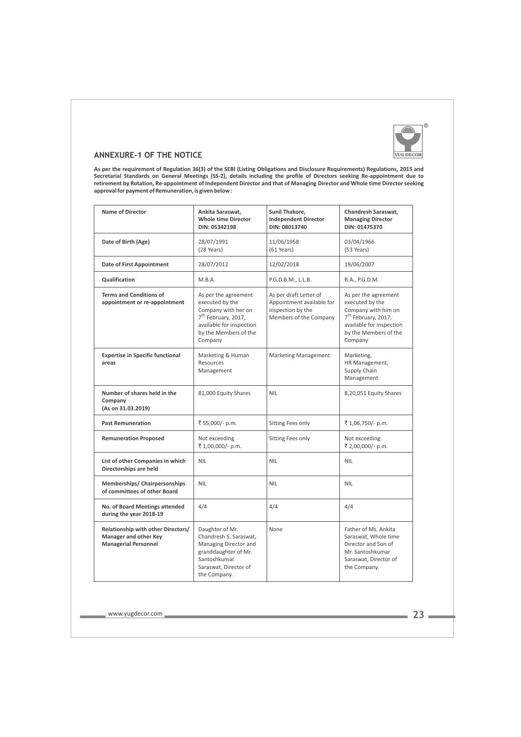## ANNEXURE-1 OF THE NOTICE

**As per the requirement of Regulation 36(3) of the SEBI (Listing Obligations and Disclosure Requirements) Regulations, 2015 and Secretarial Standards on General Meetings (SS-2), details including the profile of Directors seeking Re-appointment due to retirement by Rotation, Re-appointment of Independent Director and that of Managing Director and Whole time Director seeking approval for payment of Remuneration, is given below :**

| Name of Director | Ankita Saraswat, Whole time Director DIN: 05342198 | Sunil Thakore, Independent Director DIN: 08013740 | Chandresh Saraswat, Managing Director DIN: 01475370 |
|---|---|---|---|
| **Date of Birth (Age)** | 28/07/1991 (28 Years) | 11/06/1958 (61 Years) | 03/04/1966 (53 Years) |
| **Date of First Appointment** | 28/07/2012 | 12/02/2018 | 19/06/2007 |
| **Qualification** | M.B.A | P.G.D.B.M., L.L.B. | B.A., P.G.D.M. |
| **Terms and Conditions of appointment or re-appointment** | As per the agreement executed by the Company with her on 7th February, 2017, available for inspection by the Members of the Company | As per draft Letter of Appointment available for inspection by the Members of the Company | As per the agreement executed by the Company with him on 7th February, 2017, available for inspection by the Members of the Company |
| **Expertise in Specific functional areas** | Marketing & Human Resources Management | Marketing Management | Marketing, HR Management, Supply Chain Management |
| **Number of shares held in the Company (As on 31.03.2019)** | 81,000 Equity Shares | NIL | 8,20,051 Equity Shares |
| **Past Remuneration** | ₹ 55,000/- p.m. | Sitting Fees only | ₹ 1,06,750/- p.m. |
| **Remuneration Proposed** | Not exceeding ₹ 1,00,000/- p.m. | Sitting Fees only | Not exceeding ₹ 2,00,000/- p.m. |
| **List of other Companies in which Directorships are held** | NIL | NIL | NIL |
| **Memberships/ Chairpersonships of committees of other Board** | NIL | NIL | NIL |
| **No. of Board Meetings attended during the year 2018-19** | 4/4 | 4/4 | 4/4 |
| **Relationship with other Directors/ Manager and other Key Managerial Personnel** | Daughter of Mr. Chandresh S. Saraswat, Managing Director and granddaughter of Mr. Santoshkumar Saraswat, Director of the Company. | None | Father of Ms. Ankita Saraswat, Whole time Director and Son of Mr. Santoshkumar Saraswat, Director of the Company. |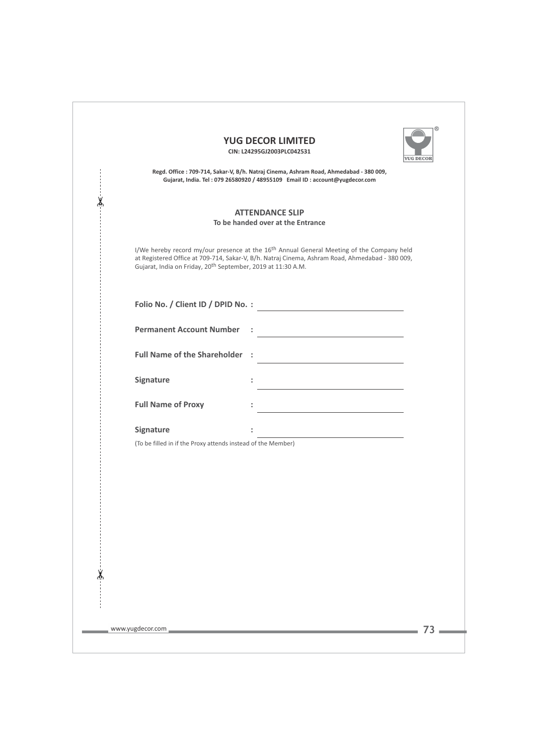# YUG DECOR LIMITED

**CIN: L24295GJ2003PLC042531**

**Regd. Office : 709-714, Sakar-V, B/h. Natraj Cinema, Ashram Road, Ahmedabad - 380 009, Gujarat, India. Tel : 079 26580920 / 48955109 Email ID : account@yugdecor.com**

## ATTENDANCE SLIP

**To be handed over at the Entrance**

I/We hereby record my/our presence at the 16th Annual General Meeting of the Company held at Registered Office at 709-714, Sakar-V, B/h. Natraj Cinema, Ashram Road, Ahmedabad - 380 009, Gujarat, India on Friday, 20th September, 2019 at 11:30 A.M.

**Folio No. / Client ID / DPID No. :** ______________________

**Permanent Account Number :** ______________________

**Full Name of the Shareholder :** ______________________

**Signature :** ______________________

**Full Name of Proxy :** ______________________

**Signature :** ______________________

(To be filled in if the Proxy attends instead of the Member)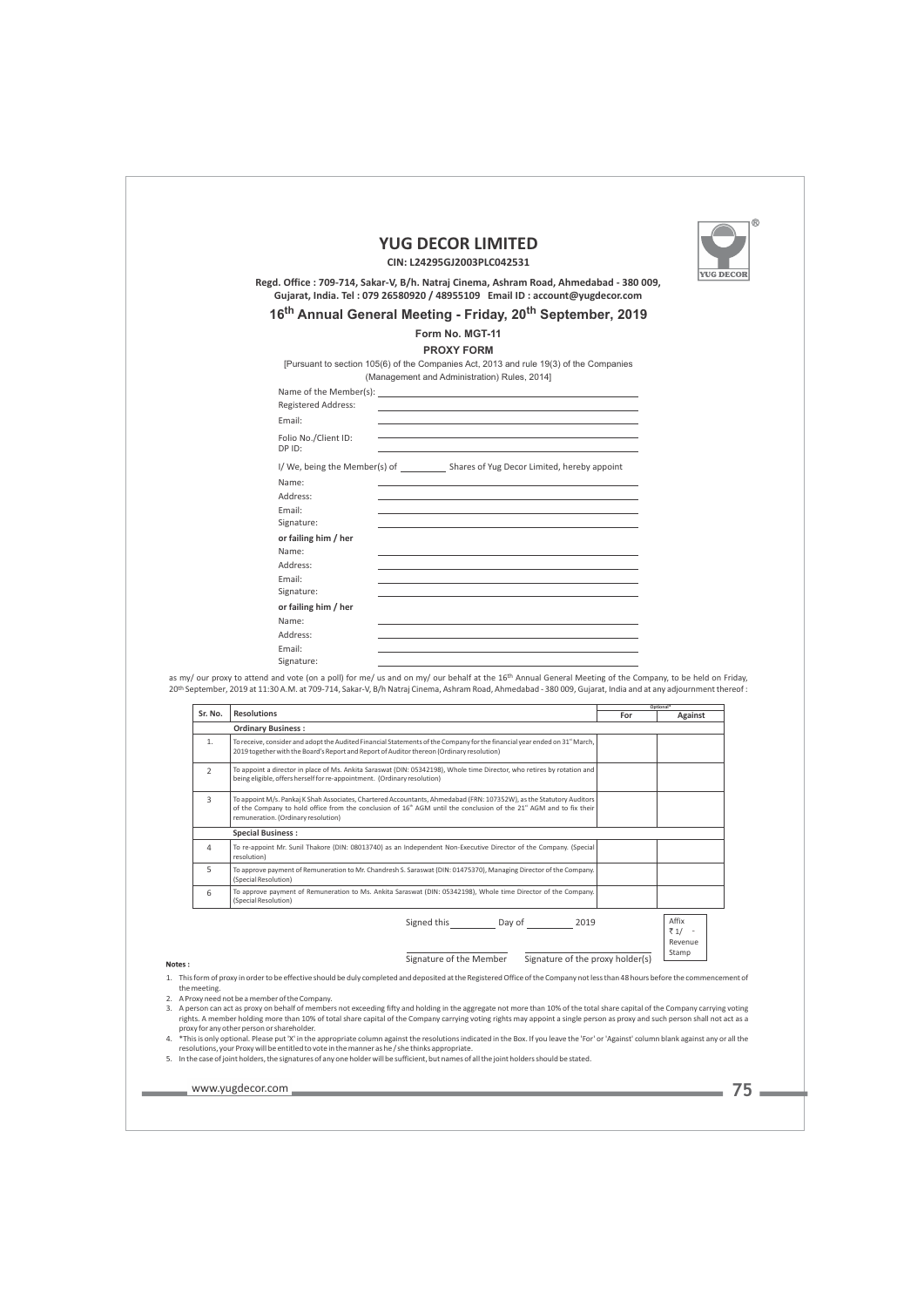# YUG DECOR LIMITED

**CIN: L24295GJ2003PLC042531**

**Regd. Office : 709-714, Sakar-V, B/h. Natraj Cinema, Ashram Road, Ahmedabad - 380 009, Gujarat, India. Tel : 079 26580920 / 48955109 Email ID : account@yugdecor.com**

## 16th Annual General Meeting - Friday, 20th September, 2019

**Form No. MGT-11**

**PROXY FORM**

[Pursuant to section 105(6) of the Companies Act, 2013 and rule 19(3) of the Companies (Management and Administration) Rules, 2014]

Name of the Member(s): ____________________

Registered Address: ____________________

Email: ____________________

Folio No./Client ID: ____________________

DP ID: ____________________

I/ We, being the Member(s) of __________ Shares of Yug Decor Limited, hereby appoint

Name: ____________________

Address: ____________________

Email: ____________________

Signature: ____________________

**or failing him / her**

Name: ____________________

Address: ____________________

Email: ____________________

Signature: ____________________

**or failing him / her**

Name: ____________________

Address: ____________________

Email: ____________________

Signature: ____________________

as my/ our proxy to attend and vote (on a poll) for me/ us and on my/ our behalf at the 16th Annual General Meeting of the Company, to be held on Friday, 20th September, 2019 at 11:30 A.M. at 709-714, Sakar-V, B/h Natraj Cinema, Ashram Road, Ahmedabad - 380 009, Gujarat, India and at any adjournment thereof :

| Sr. No. | Resolutions | Optional* | |
|---|---|---|---|
| | | For | Against |
| | **Ordinary Business :** | | |
| 1. | To receive, consider and adopt the Audited Financial Statements of the Company for the financial year ended on 31st March, 2019 together with the Board's Report and Report of Auditor thereon (Ordinary resolution) | | |
| 2 | To appoint a director in place of Ms. Ankita Saraswat (DIN: 05342198), Whole time Director, who retires by rotation and being eligible, offers herself for re-appointment. (Ordinary resolution) | | |
| 3 | To appoint M/s. Pankaj K Shah Associates, Chartered Accountants, Ahmedabad (FRN: 107352W), as the Statutory Auditors of the Company to hold office from the conclusion of 16th AGM until the conclusion of the 21st AGM and to fix their remuneration. (Ordinary resolution) | | |
| | **Special Business :** | | |
| 4 | To re-appoint Mr. Sunil Thakore (DIN: 08013740) as an Independent Non-Executive Director of the Company. (Special resolution) | | |
| 5 | To approve payment of Remuneration to Mr. Chandresh S. Saraswat (DIN: 01475370), Managing Director of the Company. (Special Resolution) | | |
| 6 | To approve payment of Remuneration to Ms. Ankita Saraswat (DIN: 05342198), Whole time Director of the Company. (Special Resolution) | | |

Signed this __________ Day of __________ 2019

Affix ₹ 1/- Revenue Stamp

Signature of the Member ____________________ Signature of the proxy holder(s) ____________________

**Notes :**

1. This form of proxy in order to be effective should be duly completed and deposited at the Registered Office of the Company not less than 48 hours before the commencement of the meeting.
2. A Proxy need not be a member of the Company.
3. A person can act as proxy on behalf of members not exceeding fifty and holding in the aggregate not more than 10% of the total share capital of the Company carrying voting rights. A member holding more than 10% of total share capital of the Company carrying voting rights may appoint a single person as proxy and such person shall not act as a proxy for any other person or shareholder.
4. *This is only optional. Please put 'X' in the appropriate column against the resolutions indicated in the Box. If you leave the 'For' or 'Against' column blank against any or all the resolutions, your Proxy will be entitled to vote in the manner as he / she thinks appropriate.
5. In the case of joint holders, the signatures of any one holder will be sufficient, but names of all the joint holders should be stated.

www.yugdecor.com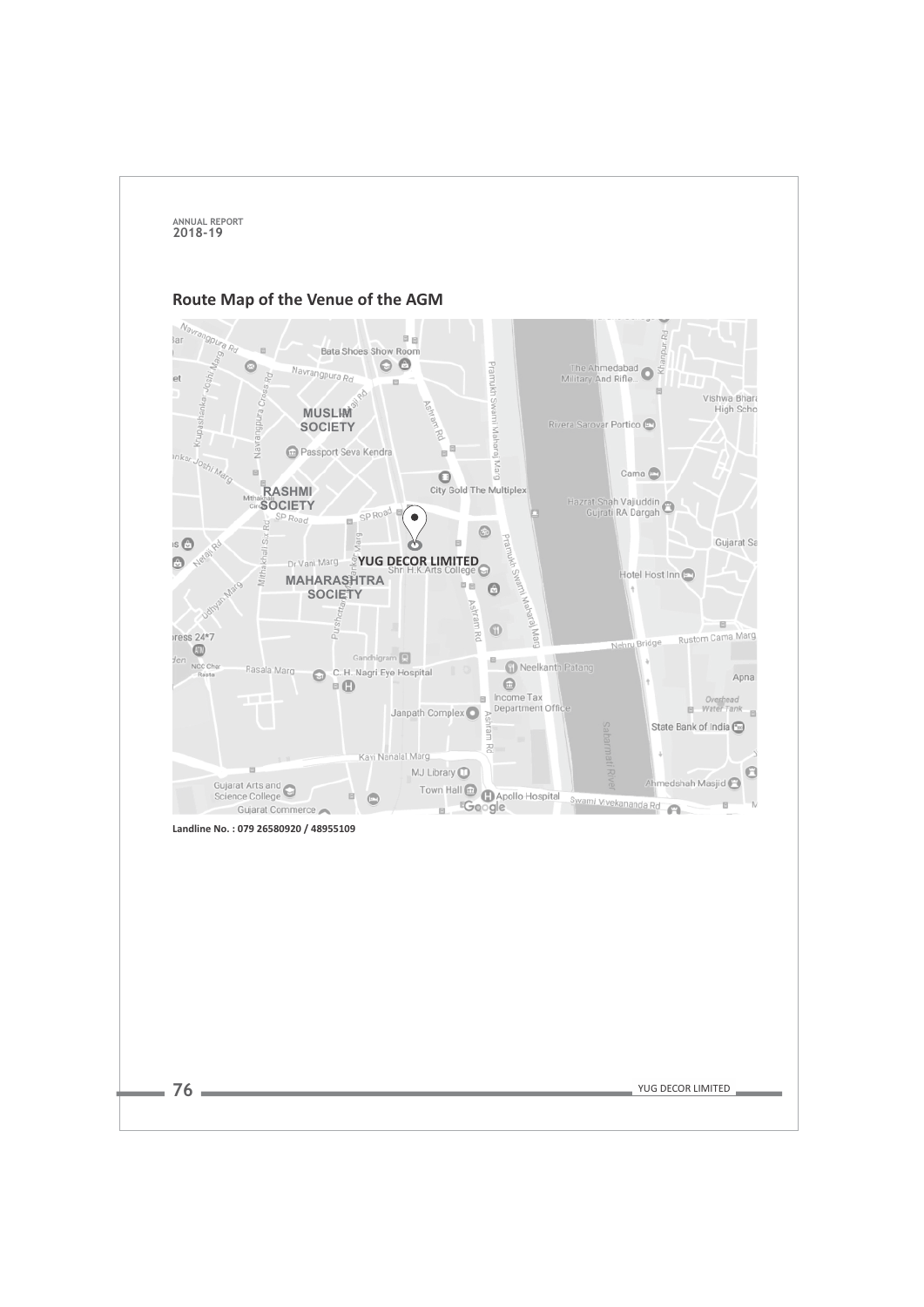## Route Map of the Venue of the AGM

Landline No. : 079 26580920 / 48955109